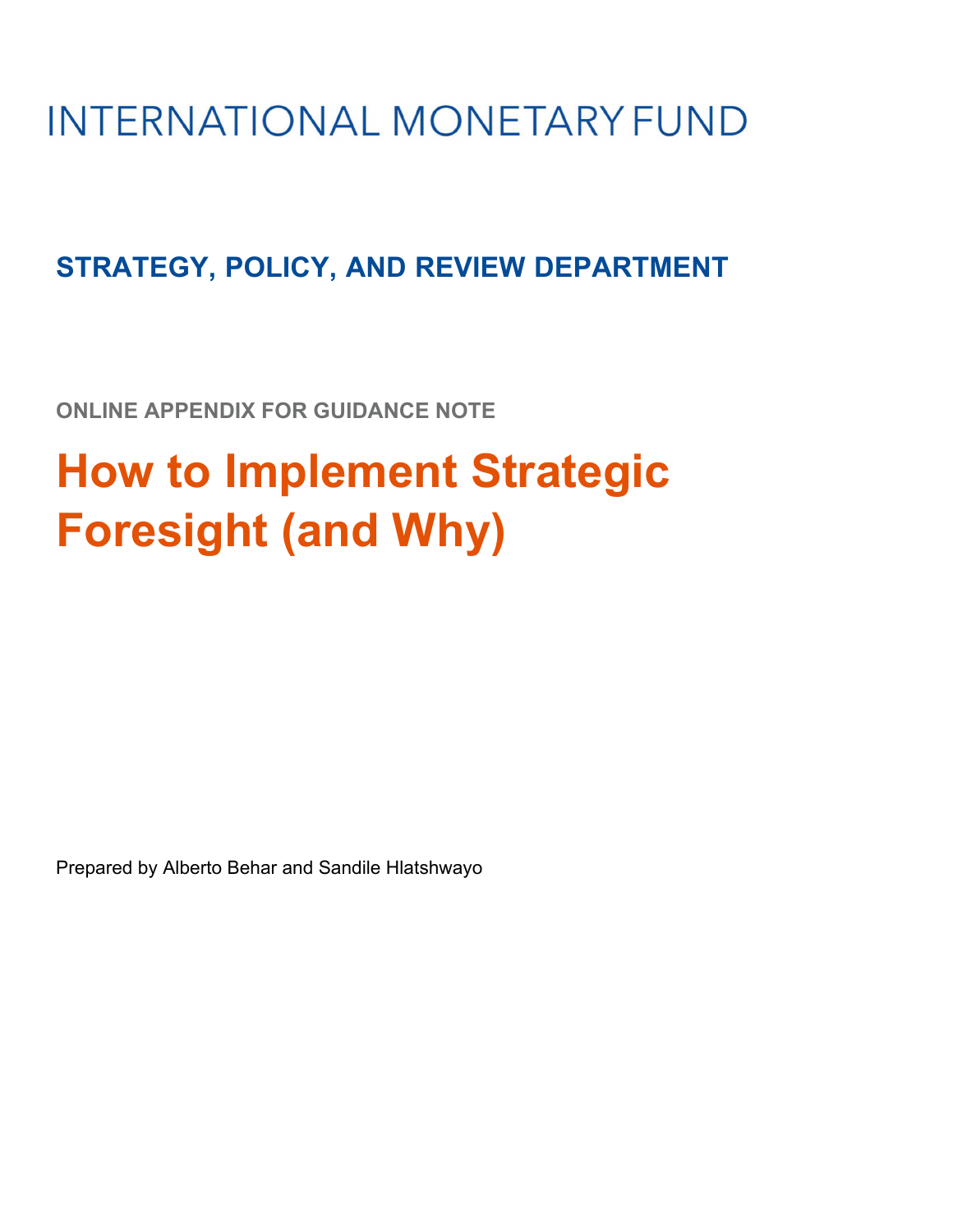# INTERNATIONAL MONETARY FUND

## STRATEGY, POLICY, AND REVIEW DEPARTMENT

ONLINE APPENDIX FOR GUIDANCE NOTE

# How to Implement Strategic Foresight (and Why)

Prepared by Alberto Behar and Sandile Hlatshwayo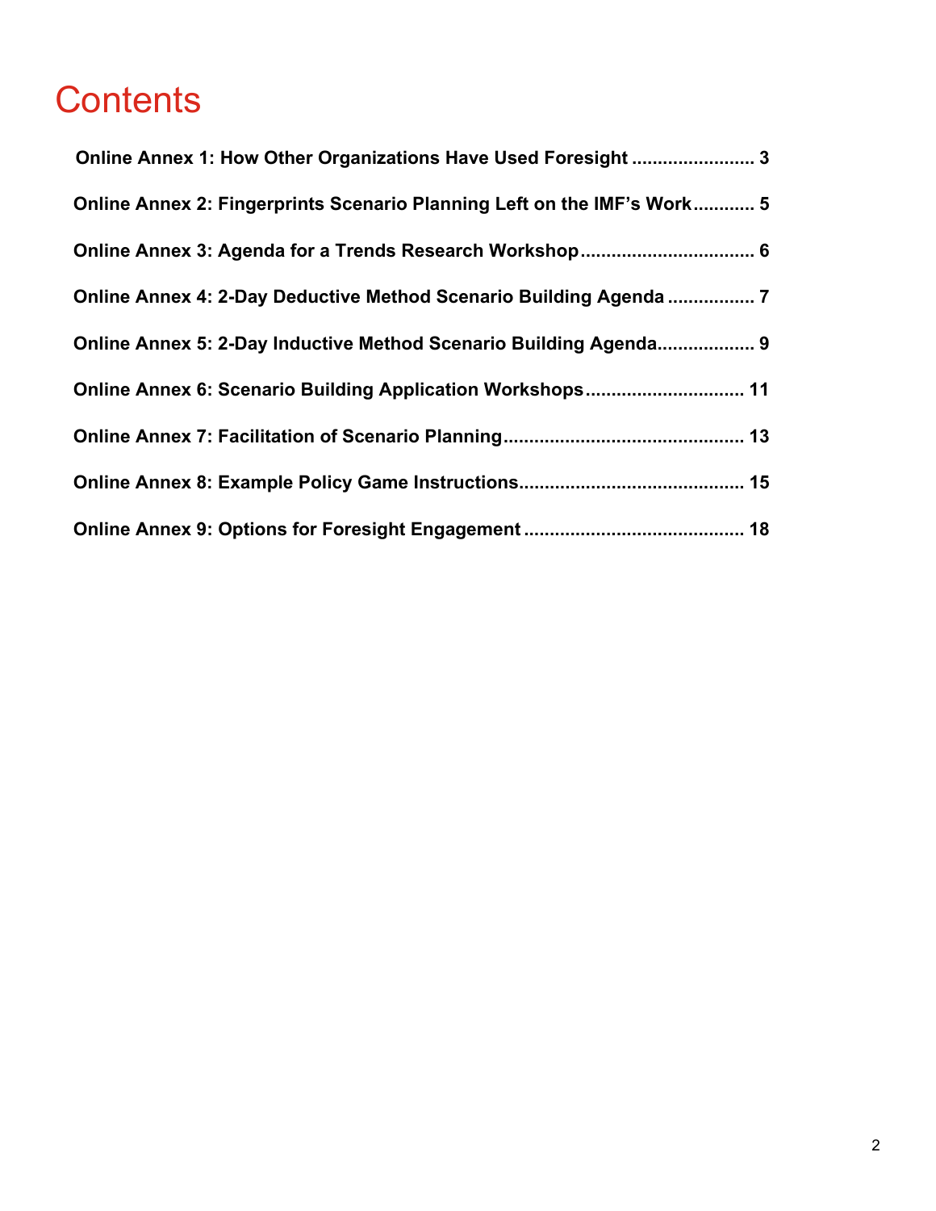# Contents

**Online Annex 1: How Other Organizations Have Used Foresight** ........................ 3

**Online Annex 2: Fingerprints Scenario Planning Left on the IMF's Work** ............ 5

**Online Annex 3: Agenda for a Trends Research Workshop** .................................. 6

**Online Annex 4: 2-Day Deductive Method Scenario Building Agenda** ................. 7

**Online Annex 5: 2-Day Inductive Method Scenario Building Agenda** ................... 9

**Online Annex 6: Scenario Building Application Workshops** ............................... 11

**Online Annex 7: Facilitation of Scenario Planning** ............................................... 13

**Online Annex 8: Example Policy Game Instructions** ............................................ 15

**Online Annex 9: Options for Foresight Engagement** ........................................... 18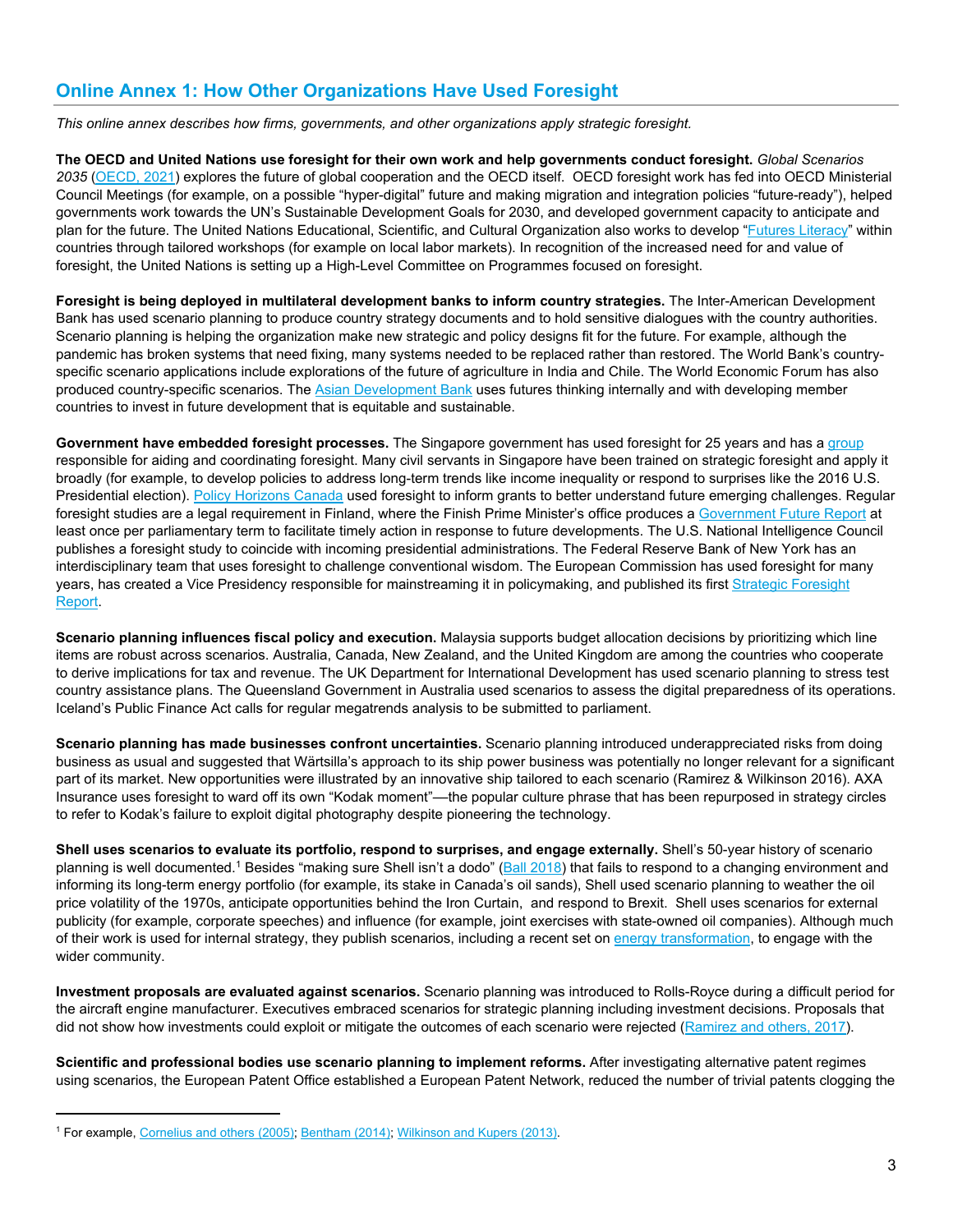## Online Annex 1: How Other Organizations Have Used Foresight

*This online annex describes how firms, governments, and other organizations apply strategic foresight.*

**The OECD and United Nations use foresight for their own work and help governments conduct foresight.** *Global Scenarios 2035* (OECD, 2021) explores the future of global cooperation and the OECD itself. OECD foresight work has fed into OECD Ministerial Council Meetings (for example, on a possible "hyper-digital" future and making migration and integration policies "future-ready"), helped governments work towards the UN's Sustainable Development Goals for 2030, and developed government capacity to anticipate and plan for the future. The United Nations Educational, Scientific, and Cultural Organization also works to develop "Futures Literacy" within countries through tailored workshops (for example on local labor markets). In recognition of the increased need for and value of foresight, the United Nations is setting up a High-Level Committee on Programmes focused on foresight.

**Foresight is being deployed in multilateral development banks to inform country strategies.** The Inter-American Development Bank has used scenario planning to produce country strategy documents and to hold sensitive dialogues with the country authorities. Scenario planning is helping the organization make new strategic and policy designs fit for the future. For example, although the pandemic has broken systems that need fixing, many systems needed to be replaced rather than restored. The World Bank's country-specific scenario applications include explorations of the future of agriculture in India and Chile. The World Economic Forum has also produced country-specific scenarios. The Asian Development Bank uses futures thinking internally and with developing member countries to invest in future development that is equitable and sustainable.

**Government have embedded foresight processes.** The Singapore government has used foresight for 25 years and has a group responsible for aiding and coordinating foresight. Many civil servants in Singapore have been trained on strategic foresight and apply it broadly (for example, to develop policies to address long-term trends like income inequality or respond to surprises like the 2016 U.S. Presidential election). Policy Horizons Canada used foresight to inform grants to better understand future emerging challenges. Regular foresight studies are a legal requirement in Finland, where the Finish Prime Minister's office produces a Government Future Report at least once per parliamentary term to facilitate timely action in response to future developments. The U.S. National Intelligence Council publishes a foresight study to coincide with incoming presidential administrations. The Federal Reserve Bank of New York has an interdisciplinary team that uses foresight to challenge conventional wisdom. The European Commission has used foresight for many years, has created a Vice Presidency responsible for mainstreaming it in policymaking, and published its first Strategic Foresight Report.

**Scenario planning influences fiscal policy and execution.** Malaysia supports budget allocation decisions by prioritizing which line items are robust across scenarios. Australia, Canada, New Zealand, and the United Kingdom are among the countries who cooperate to derive implications for tax and revenue. The UK Department for International Development has used scenario planning to stress test country assistance plans. The Queensland Government in Australia used scenarios to assess the digital preparedness of its operations. Iceland's Public Finance Act calls for regular megatrends analysis to be submitted to parliament.

**Scenario planning has made businesses confront uncertainties.** Scenario planning introduced underappreciated risks from doing business as usual and suggested that Wärtsila's approach to its ship power business was potentially no longer relevant for a significant part of its market. New opportunities were illustrated by an innovative ship tailored to each scenario (Ramirez & Wilkinson 2016). AXA Insurance uses foresight to ward off its own "Kodak moment"—the popular culture phrase that has been repurposed in strategy circles to refer to Kodak's failure to exploit digital photography despite pioneering the technology.

**Shell uses scenarios to evaluate its portfolio, respond to surprises, and engage externally.** Shell's 50-year history of scenario planning is well documented.[1] Besides "making sure Shell isn't a dodo" (Ball 2018) that fails to respond to a changing environment and informing its long-term energy portfolio (for example, its stake in Canada's oil sands), Shell used scenario planning to weather the oil price volatility of the 1970s, anticipate opportunities behind the Iron Curtain, and respond to Brexit. Shell uses scenarios for external publicity (for example, corporate speeches) and influence (for example, joint exercises with state-owned oil companies). Although much of their work is used for internal strategy, they publish scenarios, including a recent set on energy transformation, to engage with the wider community.

**Investment proposals are evaluated against scenarios.** Scenario planning was introduced to Rolls-Royce during a difficult period for the aircraft engine manufacturer. Executives embraced scenarios for strategic planning including investment decisions. Proposals that did not show how investments could exploit or mitigate the outcomes of each scenario were rejected (Ramirez and others, 2017).

**Scientific and professional bodies use scenario planning to implement reforms.** After investigating alternative patent regimes using scenarios, the European Patent Office established a European Patent Network, reduced the number of trivial patents clogging the

[1] For example, Cornelius and others (2005); Bentham (2014); Wilkinson and Kupers (2013).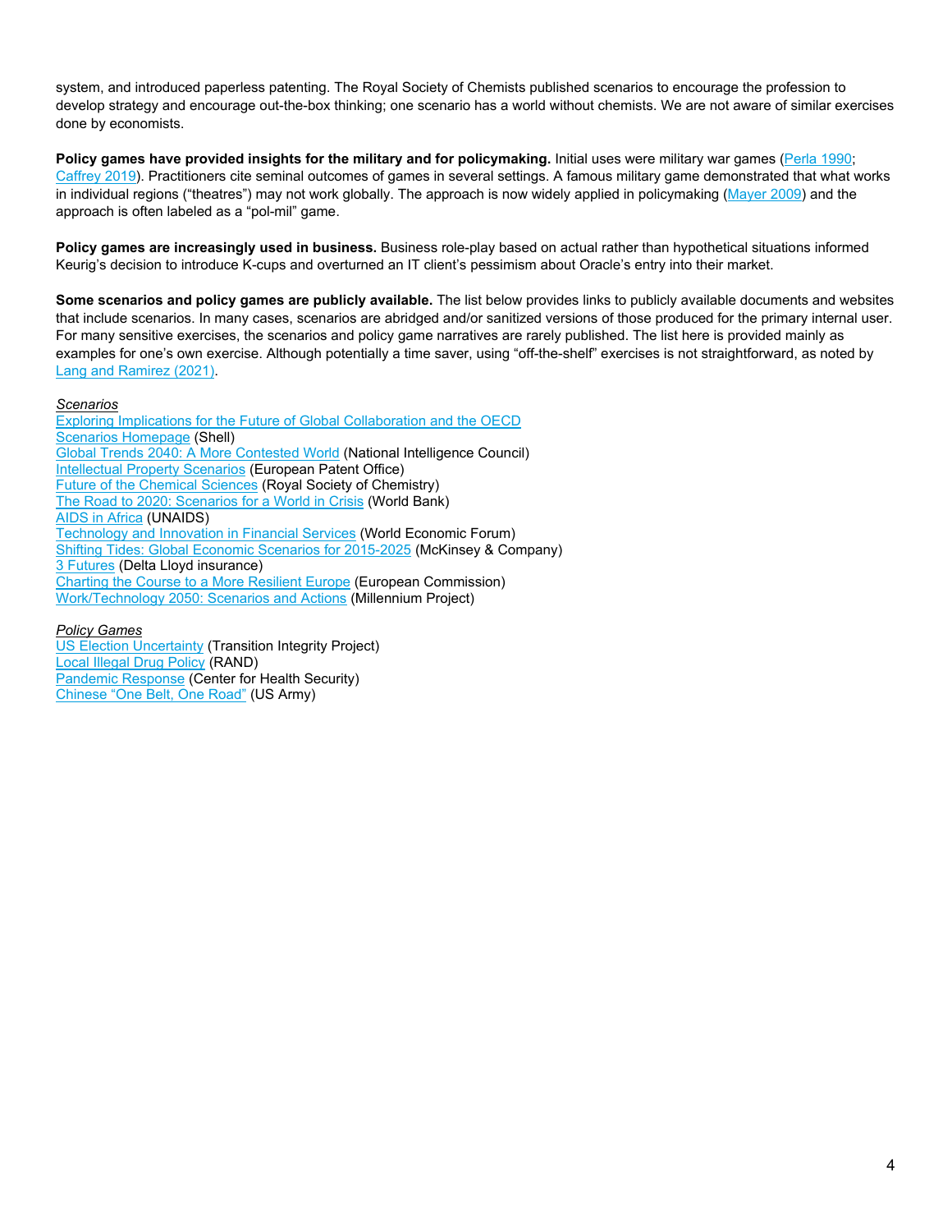system, and introduced paperless patenting. The Royal Society of Chemists published scenarios to encourage the profession to develop strategy and encourage out-the-box thinking; one scenario has a world without chemists. We are not aware of similar exercises done by economists.

**Policy games have provided insights for the military and for policymaking.** Initial uses were military war games (Perla 1990; Caffrey 2019). Practitioners cite seminal outcomes of games in several settings. A famous military game demonstrated that what works in individual regions ("theatres") may not work globally. The approach is now widely applied in policymaking (Mayer 2009) and the approach is often labeled as a "pol-mil" game.

**Policy games are increasingly used in business.** Business role-play based on actual rather than hypothetical situations informed Keurig's decision to introduce K-cups and overturned an IT client's pessimism about Oracle's entry into their market.

**Some scenarios and policy games are publicly available.** The list below provides links to publicly available documents and websites that include scenarios. In many cases, scenarios are abridged and/or sanitized versions of those produced for the primary internal user. For many sensitive exercises, the scenarios and policy game narratives are rarely published. The list here is provided mainly as examples for one's own exercise. Although potentially a time saver, using "off-the-shelf" exercises is not straightforward, as noted by Lang and Ramirez (2021).

*Scenarios*

Exploring Implications for the Future of Global Collaboration and the OECD
Scenarios Homepage (Shell)
Global Trends 2040: A More Contested World (National Intelligence Council)
Intellectual Property Scenarios (European Patent Office)
Future of the Chemical Sciences (Royal Society of Chemistry)
The Road to 2020: Scenarios for a World in Crisis (World Bank)
AIDS in Africa (UNAIDS)
Technology and Innovation in Financial Services (World Economic Forum)
Shifting Tides: Global Economic Scenarios for 2015-2025 (McKinsey & Company)
3 Futures (Delta Lloyd insurance)
Charting the Course to a More Resilient Europe (European Commission)
Work/Technology 2050: Scenarios and Actions (Millennium Project)

*Policy Games*

US Election Uncertainty (Transition Integrity Project)
Local Illegal Drug Policy (RAND)
Pandemic Response (Center for Health Security)
Chinese "One Belt, One Road" (US Army)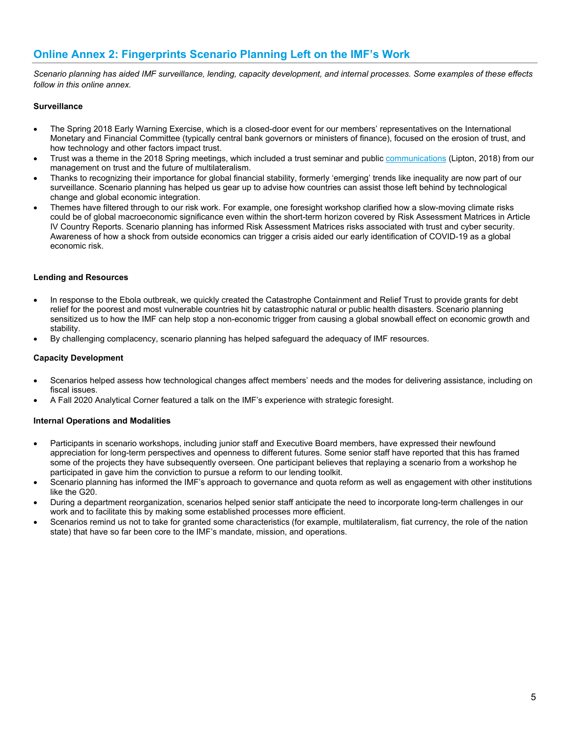## Online Annex 2: Fingerprints Scenario Planning Left on the IMF's Work

*Scenario planning has aided IMF surveillance, lending, capacity development, and internal processes. Some examples of these effects follow in this online annex.*

**Surveillance**

- The Spring 2018 Early Warning Exercise, which is a closed-door event for our members' representatives on the International Monetary and Financial Committee (typically central bank governors or ministers of finance), focused on the erosion of trust, and how technology and other factors impact trust.
- Trust was a theme in the 2018 Spring meetings, which included a trust seminar and public communications (Lipton, 2018) from our management on trust and the future of multilateralism.
- Thanks to recognizing their importance for global financial stability, formerly 'emerging' trends like inequality are now part of our surveillance. Scenario planning has helped us gear up to advise how countries can assist those left behind by technological change and global economic integration.
- Themes have filtered through to our risk work. For example, one foresight workshop clarified how a slow-moving climate risks could be of global macroeconomic significance even within the short-term horizon covered by Risk Assessment Matrices in Article IV Country Reports. Scenario planning has informed Risk Assessment Matrices risks associated with trust and cyber security. Awareness of how a shock from outside economics can trigger a crisis aided our early identification of COVID-19 as a global economic risk.

**Lending and Resources**

- In response to the Ebola outbreak, we quickly created the Catastrophe Containment and Relief Trust to provide grants for debt relief for the poorest and most vulnerable countries hit by catastrophic natural or public health disasters. Scenario planning sensitized us to how the IMF can help stop a non-economic trigger from causing a global snowball effect on economic growth and stability.
- By challenging complacency, scenario planning has helped safeguard the adequacy of IMF resources.

**Capacity Development**

- Scenarios helped assess how technological changes affect members' needs and the modes for delivering assistance, including on fiscal issues.
- A Fall 2020 Analytical Corner featured a talk on the IMF's experience with strategic foresight.

**Internal Operations and Modalities**

- Participants in scenario workshops, including junior staff and Executive Board members, have expressed their newfound appreciation for long-term perspectives and openness to different futures. Some senior staff have reported that this has framed some of the projects they have subsequently overseen. One participant believes that replaying a scenario from a workshop he participated in gave him the conviction to pursue a reform to our lending toolkit.
- Scenario planning has informed the IMF's approach to governance and quota reform as well as engagement with other institutions like the G20.
- During a department reorganization, scenarios helped senior staff anticipate the need to incorporate long-term challenges in our work and to facilitate this by making some established processes more efficient.
- Scenarios remind us not to take for granted some characteristics (for example, multilateralism, fiat currency, the role of the nation state) that have so far been core to the IMF's mandate, mission, and operations.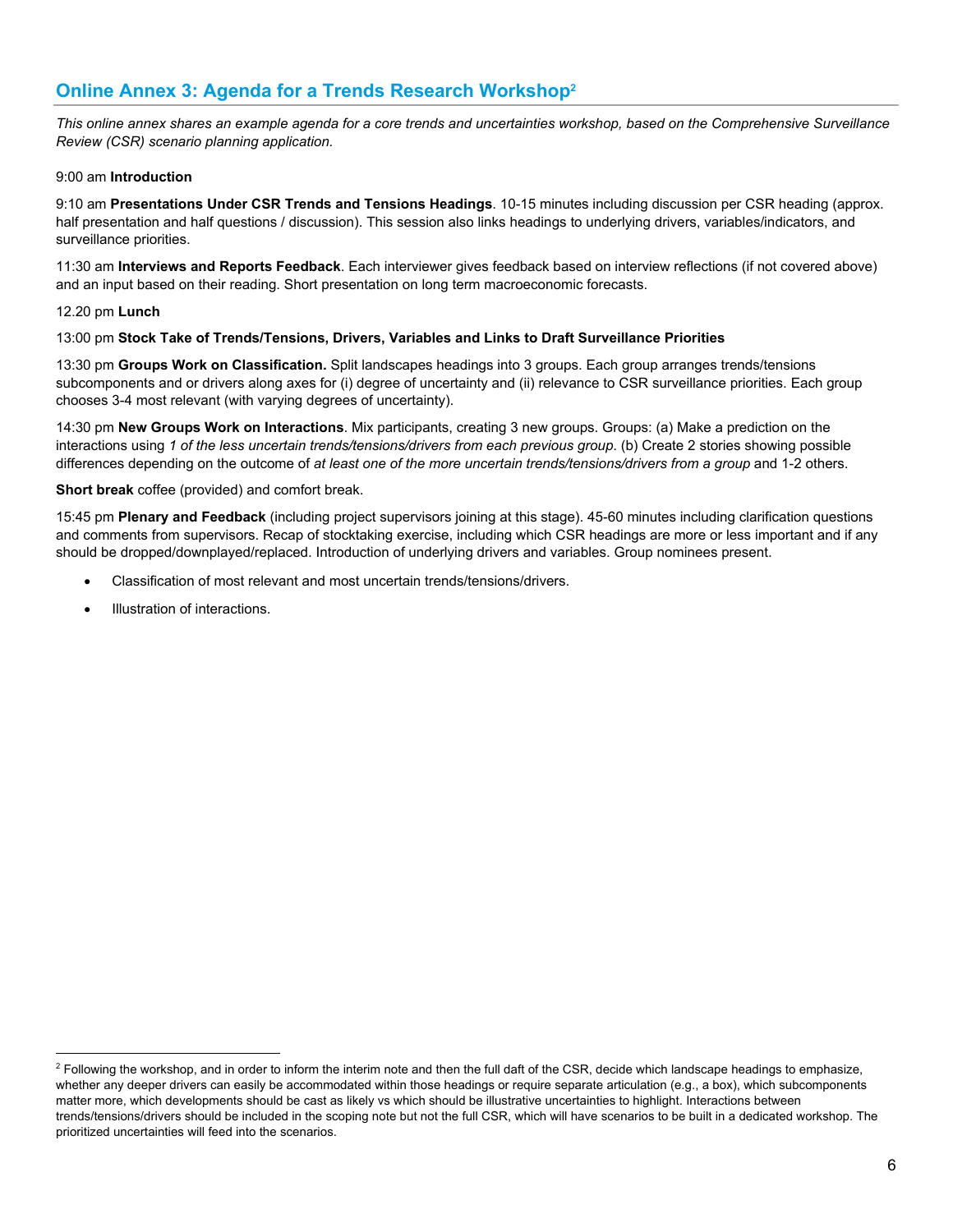## Online Annex 3: Agenda for a Trends Research Workshop[2]

*This online annex shares an example agenda for a core trends and uncertainties workshop, based on the Comprehensive Surveillance Review (CSR) scenario planning application.*

9:00 am **Introduction**

9:10 am **Presentations Under CSR Trends and Tensions Headings**. 10-15 minutes including discussion per CSR heading (approx. half presentation and half questions / discussion). This session also links headings to underlying drivers, variables/indicators, and surveillance priorities.

11:30 am **Interviews and Reports Feedback**. Each interviewer gives feedback based on interview reflections (if not covered above) and an input based on their reading. Short presentation on long term macroeconomic forecasts.

12.20 pm **Lunch**

13:00 pm **Stock Take of Trends/Tensions, Drivers, Variables and Links to Draft Surveillance Priorities**

13:30 pm **Groups Work on Classification.** Split landscapes headings into 3 groups. Each group arranges trends/tensions subcomponents and or drivers along axes for (i) degree of uncertainty and (ii) relevance to CSR surveillance priorities. Each group chooses 3-4 most relevant (with varying degrees of uncertainty).

14:30 pm **New Groups Work on Interactions**. Mix participants, creating 3 new groups. Groups: (a) Make a prediction on the interactions using *1 of the less uncertain trends/tensions/drivers from each previous group*. (b) Create 2 stories showing possible differences depending on the outcome of *at least one of the more uncertain trends/tensions/drivers from a group* and 1-2 others.

**Short break** coffee (provided) and comfort break.

15:45 pm **Plenary and Feedback** (including project supervisors joining at this stage). 45-60 minutes including clarification questions and comments from supervisors. Recap of stocktaking exercise, including which CSR headings are more or less important and if any should be dropped/downplayed/replaced. Introduction of underlying drivers and variables. Group nominees present.

- Classification of most relevant and most uncertain trends/tensions/drivers.
- Illustration of interactions.

[2] Following the workshop, and in order to inform the interim note and then the full daft of the CSR, decide which landscape headings to emphasize, whether any deeper drivers can easily be accommodated within those headings or require separate articulation (e.g., a box), which subcomponents matter more, which developments should be cast as likely vs which should be illustrative uncertainties to highlight. Interactions between trends/tensions/drivers should be included in the scoping note but not the full CSR, which will have scenarios to be built in a dedicated workshop. The prioritized uncertainties will feed into the scenarios.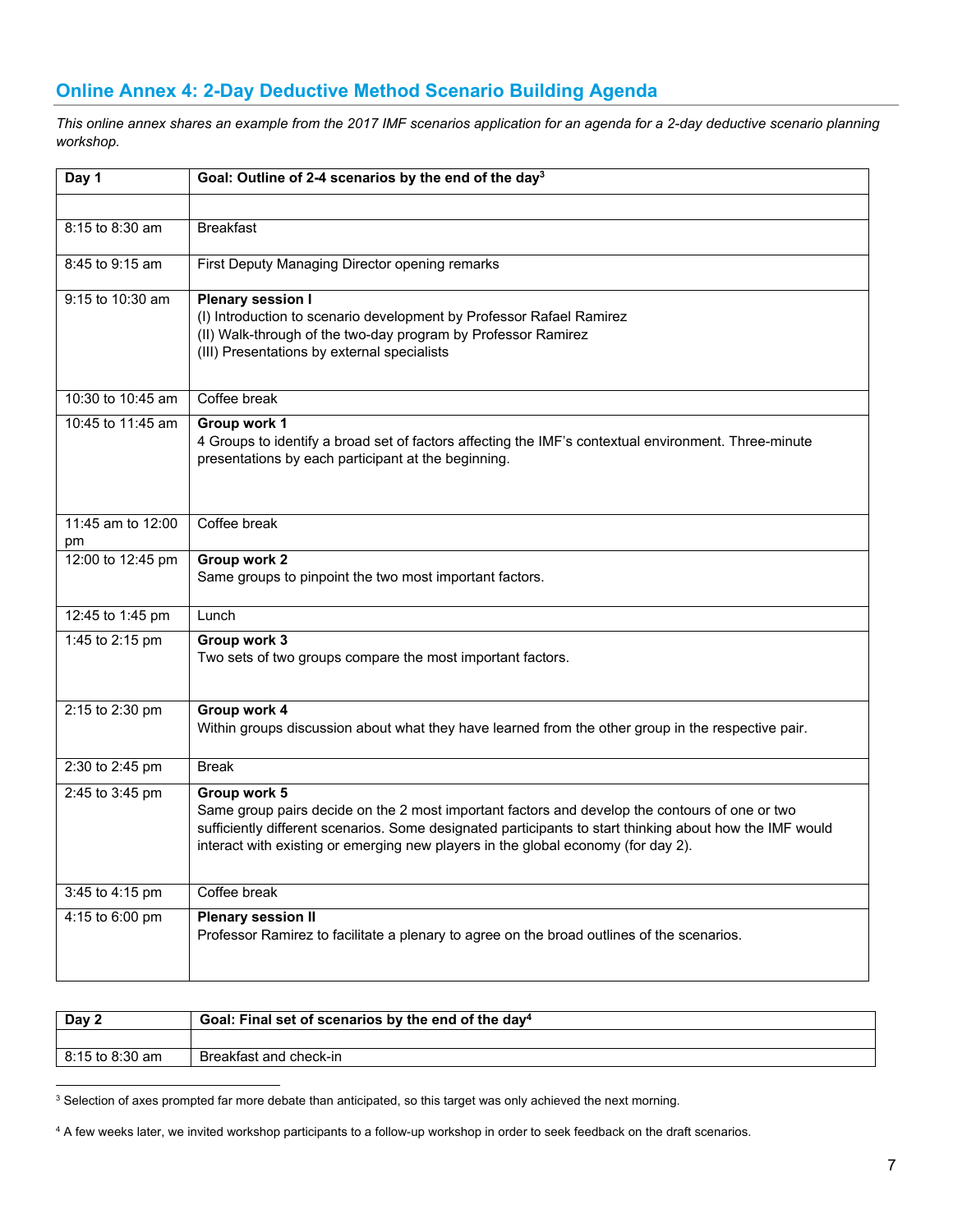## Online Annex 4: 2-Day Deductive Method Scenario Building Agenda

*This online annex shares an example from the 2017 IMF scenarios application for an agenda for a 2-day deductive scenario planning workshop.*

| **Day 1** | **Goal: Outline of 2-4 scenarios by the end of the day**[3] |
|---|---|
| | |
| 8:15 to 8:30 am | Breakfast |
| 8:45 to 9:15 am | First Deputy Managing Director opening remarks |
| 9:15 to 10:30 am | **Plenary session I**<br>(I) Introduction to scenario development by Professor Rafael Ramirez<br>(II) Walk-through of the two-day program by Professor Ramirez<br>(III) Presentations by external specialists |
| 10:30 to 10:45 am | Coffee break |
| 10:45 to 11:45 am | **Group work 1**<br>4 Groups to identify a broad set of factors affecting the IMF's contextual environment. Three-minute presentations by each participant at the beginning. |
| 11:45 am to 12:00 pm | Coffee break |
| 12:00 to 12:45 pm | **Group work 2**<br>Same groups to pinpoint the two most important factors. |
| 12:45 to 1:45 pm | Lunch |
| 1:45 to 2:15 pm | **Group work 3**<br>Two sets of two groups compare the most important factors. |
| 2:15 to 2:30 pm | **Group work 4**<br>Within groups discussion about what they have learned from the other group in the respective pair. |
| 2:30 to 2:45 pm | Break |
| 2:45 to 3:45 pm | **Group work 5**<br>Same group pairs decide on the 2 most important factors and develop the contours of one or two sufficiently different scenarios. Some designated participants to start thinking about how the IMF would interact with existing or emerging new players in the global economy (for day 2). |
| 3:45 to 4:15 pm | Coffee break |
| 4:15 to 6:00 pm | **Plenary session II**<br>Professor Ramirez to facilitate a plenary to agree on the broad outlines of the scenarios. |

| **Day 2** | **Goal: Final set of scenarios by the end of the day**[4] |
|---|---|
| | |
| 8:15 to 8:30 am | Breakfast and check-in |

[3] Selection of axes prompted far more debate than anticipated, so this target was only achieved the next morning.

[4] A few weeks later, we invited workshop participants to a follow-up workshop in order to seek feedback on the draft scenarios.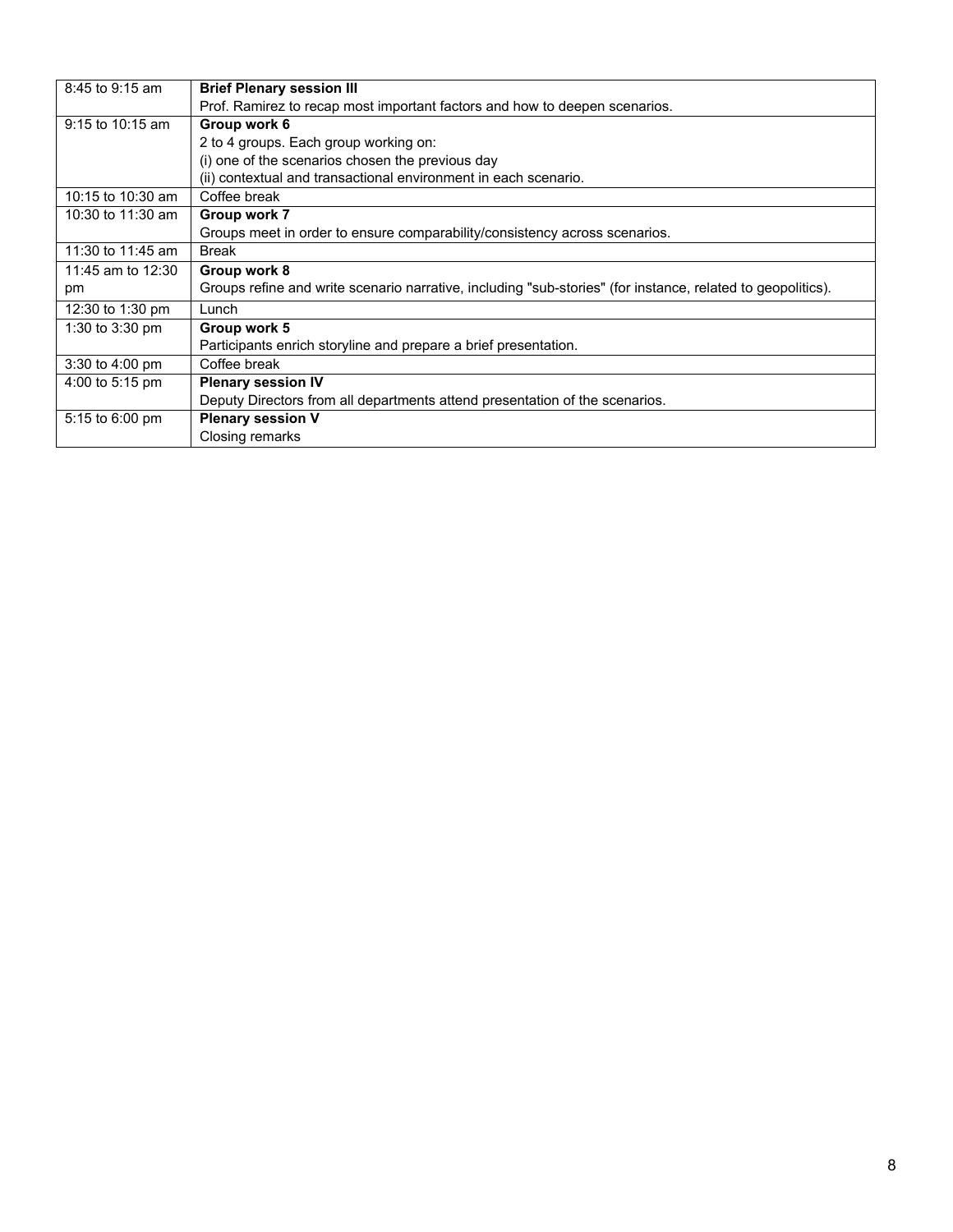| | |
|---|---|
| 8:45 to 9:15 am | **Brief Plenary session III**<br>Prof. Ramirez to recap most important factors and how to deepen scenarios. |
| 9:15 to 10:15 am | **Group work 6**<br>2 to 4 groups. Each group working on:<br>(i) one of the scenarios chosen the previous day<br>(ii) contextual and transactional environment in each scenario. |
| 10:15 to 10:30 am | Coffee break |
| 10:30 to 11:30 am | **Group work 7**<br>Groups meet in order to ensure comparability/consistency across scenarios. |
| 11:30 to 11:45 am | Break |
| 11:45 am to 12:30 pm | **Group work 8**<br>Groups refine and write scenario narrative, including "sub-stories" (for instance, related to geopolitics). |
| 12:30 to 1:30 pm | Lunch |
| 1:30 to 3:30 pm | **Group work 5**<br>Participants enrich storyline and prepare a brief presentation. |
| 3:30 to 4:00 pm | Coffee break |
| 4:00 to 5:15 pm | **Plenary session IV**<br>Deputy Directors from all departments attend presentation of the scenarios. |
| 5:15 to 6:00 pm | **Plenary session V**<br>Closing remarks |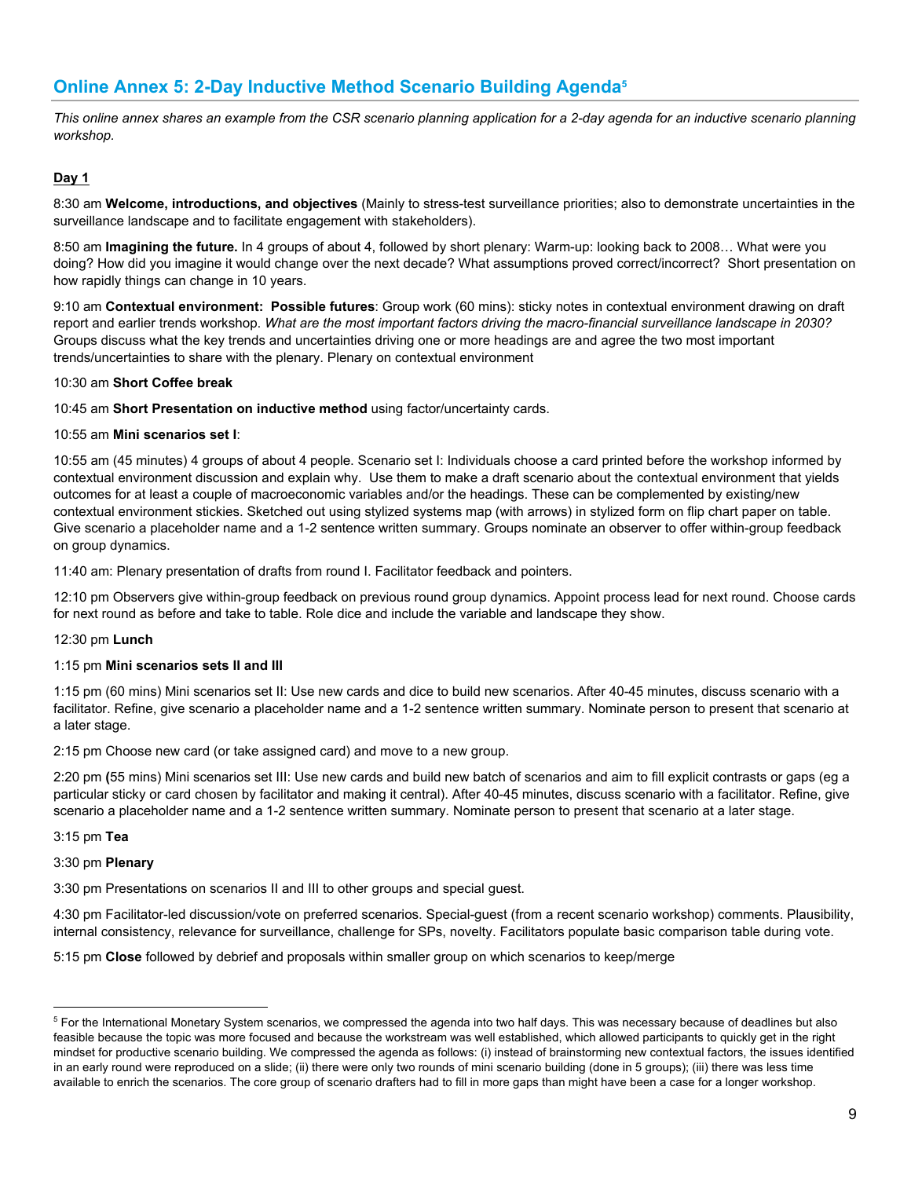## Online Annex 5: 2-Day Inductive Method Scenario Building Agenda[5]

*This online annex shares an example from the CSR scenario planning application for a 2-day agenda for an inductive scenario planning workshop.*

**Day 1**

8:30 am **Welcome, introductions, and objectives** (Mainly to stress-test surveillance priorities; also to demonstrate uncertainties in the surveillance landscape and to facilitate engagement with stakeholders).

8:50 am **Imagining the future.** In 4 groups of about 4, followed by short plenary: Warm-up: looking back to 2008… What were you doing? How did you imagine it would change over the next decade? What assumptions proved correct/incorrect? Short presentation on how rapidly things can change in 10 years.

9:10 am **Contextual environment: Possible futures**: Group work (60 mins): sticky notes in contextual environment drawing on draft report and earlier trends workshop. *What are the most important factors driving the macro-financial surveillance landscape in 2030?* Groups discuss what the key trends and uncertainties driving one or more headings are and agree the two most important trends/uncertainties to share with the plenary. Plenary on contextual environment

10:30 am **Short Coffee break**

10:45 am **Short Presentation on inductive method** using factor/uncertainty cards.

10:55 am **Mini scenarios set I**:

10:55 am (45 minutes) 4 groups of about 4 people. Scenario set I: Individuals choose a card printed before the workshop informed by contextual environment discussion and explain why. Use them to make a draft scenario about the contextual environment that yields outcomes for at least a couple of macroeconomic variables and/or the headings. These can be complemented by existing/new contextual environment stickies. Sketched out using stylized systems map (with arrows) in stylized form on flip chart paper on table. Give scenario a placeholder name and a 1-2 sentence written summary. Groups nominate an observer to offer within-group feedback on group dynamics.

11:40 am: Plenary presentation of drafts from round I. Facilitator feedback and pointers.

12:10 pm Observers give within-group feedback on previous round group dynamics. Appoint process lead for next round. Choose cards for next round as before and take to table. Role dice and include the variable and landscape they show.

12:30 pm **Lunch**

1:15 pm **Mini scenarios sets II and III**

1:15 pm (60 mins) Mini scenarios set II: Use new cards and dice to build new scenarios. After 40-45 minutes, discuss scenario with a facilitator. Refine, give scenario a placeholder name and a 1-2 sentence written summary. Nominate person to present that scenario at a later stage.

2:15 pm Choose new card (or take assigned card) and move to a new group.

2:20 pm **(**55 mins) Mini scenarios set III: Use new cards and build new batch of scenarios and aim to fill explicit contrasts or gaps (eg a particular sticky or card chosen by facilitator and making it central). After 40-45 minutes, discuss scenario with a facilitator. Refine, give scenario a placeholder name and a 1-2 sentence written summary. Nominate person to present that scenario at a later stage.

3:15 pm **Tea**

3:30 pm **Plenary**

3:30 pm Presentations on scenarios II and III to other groups and special guest.

4:30 pm Facilitator-led discussion/vote on preferred scenarios. Special-guest (from a recent scenario workshop) comments. Plausibility, internal consistency, relevance for surveillance, challenge for SPs, novelty. Facilitators populate basic comparison table during vote.

5:15 pm **Close** followed by debrief and proposals within smaller group on which scenarios to keep/merge

---

[5] For the International Monetary System scenarios, we compressed the agenda into two half days. This was necessary because of deadlines but also feasible because the topic was more focused and because the workstream was well established, which allowed participants to quickly get in the right mindset for productive scenario building. We compressed the agenda as follows: (i) instead of brainstorming new contextual factors, the issues identified in an early round were reproduced on a slide; (ii) there were only two rounds of mini scenario building (done in 5 groups); (iii) there was less time available to enrich the scenarios. The core group of scenario drafters had to fill in more gaps than might have been a case for a longer workshop.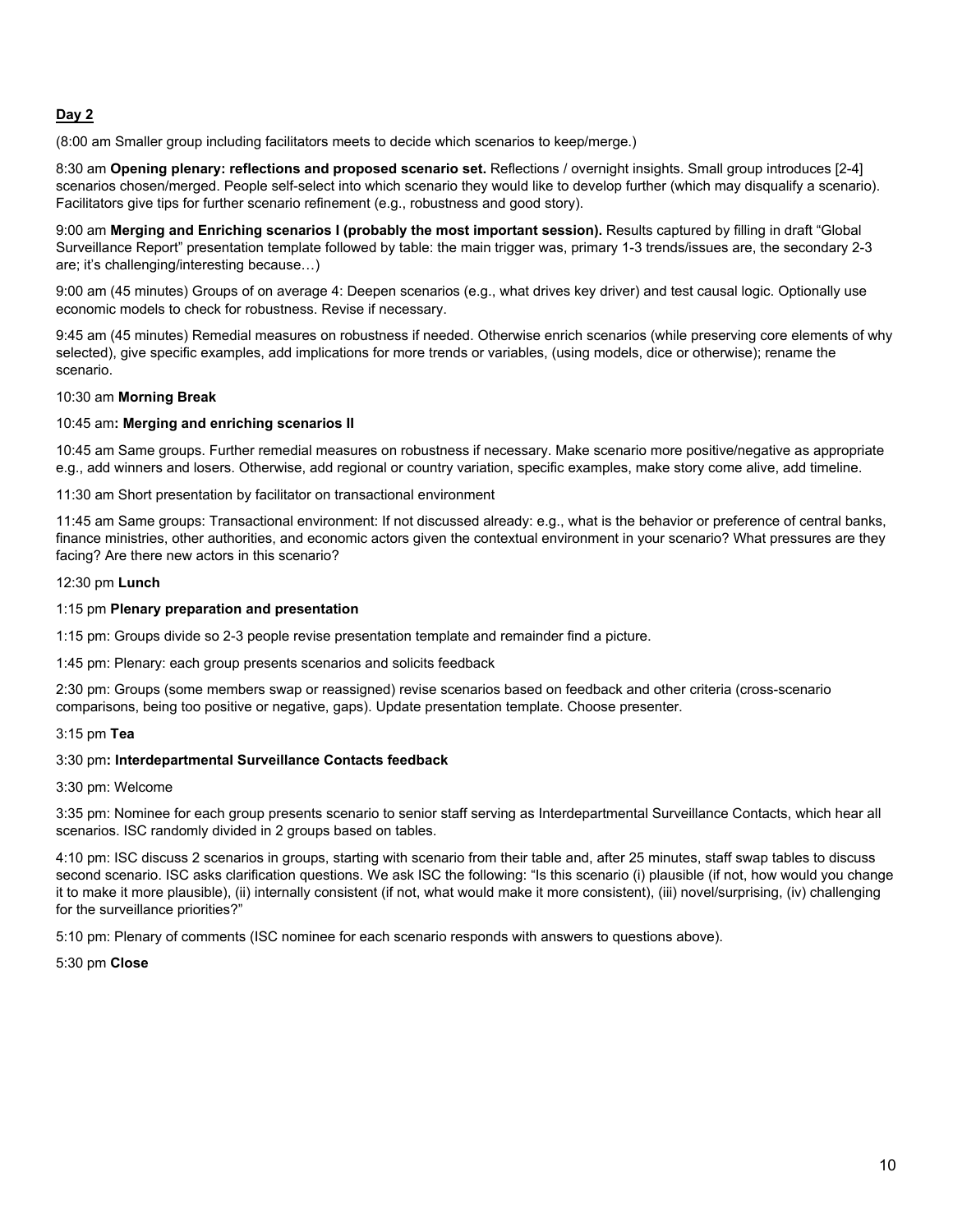**Day 2**

(8:00 am Smaller group including facilitators meets to decide which scenarios to keep/merge.)

8:30 am **Opening plenary: reflections and proposed scenario set.** Reflections / overnight insights. Small group introduces [2-4] scenarios chosen/merged. People self-select into which scenario they would like to develop further (which may disqualify a scenario). Facilitators give tips for further scenario refinement (e.g., robustness and good story).

9:00 am **Merging and Enriching scenarios I (probably the most important session).** Results captured by filling in draft "Global Surveillance Report" presentation template followed by table: the main trigger was, primary 1-3 trends/issues are, the secondary 2-3 are; it's challenging/interesting because…)

9:00 am (45 minutes) Groups of on average 4: Deepen scenarios (e.g., what drives key driver) and test causal logic. Optionally use economic models to check for robustness. Revise if necessary.

9:45 am (45 minutes) Remedial measures on robustness if needed. Otherwise enrich scenarios (while preserving core elements of why selected), give specific examples, add implications for more trends or variables, (using models, dice or otherwise); rename the scenario.

10:30 am **Morning Break**

10:45 am**: Merging and enriching scenarios II**

10:45 am Same groups. Further remedial measures on robustness if necessary. Make scenario more positive/negative as appropriate e.g., add winners and losers. Otherwise, add regional or country variation, specific examples, make story come alive, add timeline.

11:30 am Short presentation by facilitator on transactional environment

11:45 am Same groups: Transactional environment: If not discussed already: e.g., what is the behavior or preference of central banks, finance ministries, other authorities, and economic actors given the contextual environment in your scenario? What pressures are they facing? Are there new actors in this scenario?

12:30 pm **Lunch**

1:15 pm **Plenary preparation and presentation**

1:15 pm: Groups divide so 2-3 people revise presentation template and remainder find a picture.

1:45 pm: Plenary: each group presents scenarios and solicits feedback

2:30 pm: Groups (some members swap or reassigned) revise scenarios based on feedback and other criteria (cross-scenario comparisons, being too positive or negative, gaps). Update presentation template. Choose presenter.

3:15 pm **Tea**

3:30 pm**: Interdepartmental Surveillance Contacts feedback**

3:30 pm: Welcome

3:35 pm: Nominee for each group presents scenario to senior staff serving as Interdepartmental Surveillance Contacts, which hear all scenarios. ISC randomly divided in 2 groups based on tables.

4:10 pm: ISC discuss 2 scenarios in groups, starting with scenario from their table and, after 25 minutes, staff swap tables to discuss second scenario. ISC asks clarification questions. We ask ISC the following: "Is this scenario (i) plausible (if not, how would you change it to make it more plausible), (ii) internally consistent (if not, what would make it more consistent), (iii) novel/surprising, (iv) challenging for the surveillance priorities?"

5:10 pm: Plenary of comments (ISC nominee for each scenario responds with answers to questions above).

5:30 pm **Close**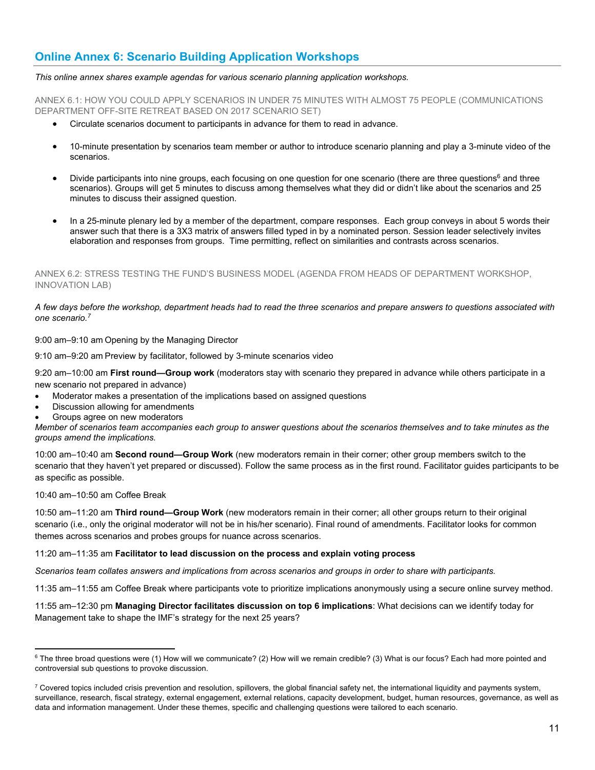## Online Annex 6: Scenario Building Application Workshops

*This online annex shares example agendas for various scenario planning application workshops.*

### ANNEX 6.1: HOW YOU COULD APPLY SCENARIOS IN UNDER 75 MINUTES WITH ALMOST 75 PEOPLE (COMMUNICATIONS DEPARTMENT OFF-SITE RETREAT BASED ON 2017 SCENARIO SET)

- Circulate scenarios document to participants in advance for them to read in advance.
- 10-minute presentation by scenarios team member or author to introduce scenario planning and play a 3-minute video of the scenarios.
- Divide participants into nine groups, each focusing on one question for one scenario (there are three questions[6] and three scenarios). Groups will get 5 minutes to discuss among themselves what they did or didn't like about the scenarios and 25 minutes to discuss their assigned question.
- In a 25-minute plenary led by a member of the department, compare responses. Each group conveys in about 5 words their answer such that there is a 3X3 matrix of answers filled typed in by a nominated person. Session leader selectively invites elaboration and responses from groups. Time permitting, reflect on similarities and contrasts across scenarios.

### ANNEX 6.2: STRESS TESTING THE FUND'S BUSINESS MODEL (AGENDA FROM HEADS OF DEPARTMENT WORKSHOP, INNOVATION LAB)

*A few days before the workshop, department heads had to read the three scenarios and prepare answers to questions associated with one scenario.[7]*

9:00 am–9:10 am Opening by the Managing Director

9:10 am–9:20 am Preview by facilitator, followed by 3-minute scenarios video

9:20 am–10:00 am **First round—Group work** (moderators stay with scenario they prepared in advance while others participate in a new scenario not prepared in advance)

- Moderator makes a presentation of the implications based on assigned questions
- Discussion allowing for amendments
- Groups agree on new moderators

*Member of scenarios team accompanies each group to answer questions about the scenarios themselves and to take minutes as the groups amend the implications.*

10:00 am–10:40 am **Second round—Group Work** (new moderators remain in their corner; other group members switch to the scenario that they haven't yet prepared or discussed). Follow the same process as in the first round. Facilitator guides participants to be as specific as possible.

10:40 am–10:50 am Coffee Break

10:50 am–11:20 am **Third round—Group Work** (new moderators remain in their corner; all other groups return to their original scenario (i.e., only the original moderator will not be in his/her scenario). Final round of amendments. Facilitator looks for common themes across scenarios and probes groups for nuance across scenarios.

11:20 am–11:35 am **Facilitator to lead discussion on the process and explain voting process**

*Scenarios team collates answers and implications from across scenarios and groups in order to share with participants.*

11:35 am–11:55 am Coffee Break where participants vote to prioritize implications anonymously using a secure online survey method.

11:55 am–12:30 pm **Managing Director facilitates discussion on top 6 implications**: What decisions can we identify today for Management take to shape the IMF's strategy for the next 25 years?

---

[6] The three broad questions were (1) How will we communicate? (2) How will we remain credible? (3) What is our focus? Each had more pointed and controversial sub questions to provoke discussion.

[7] Covered topics included crisis prevention and resolution, spillovers, the global financial safety net, the international liquidity and payments system, surveillance, research, fiscal strategy, external engagement, external relations, capacity development, budget, human resources, governance, as well as data and information management. Under these themes, specific and challenging questions were tailored to each scenario.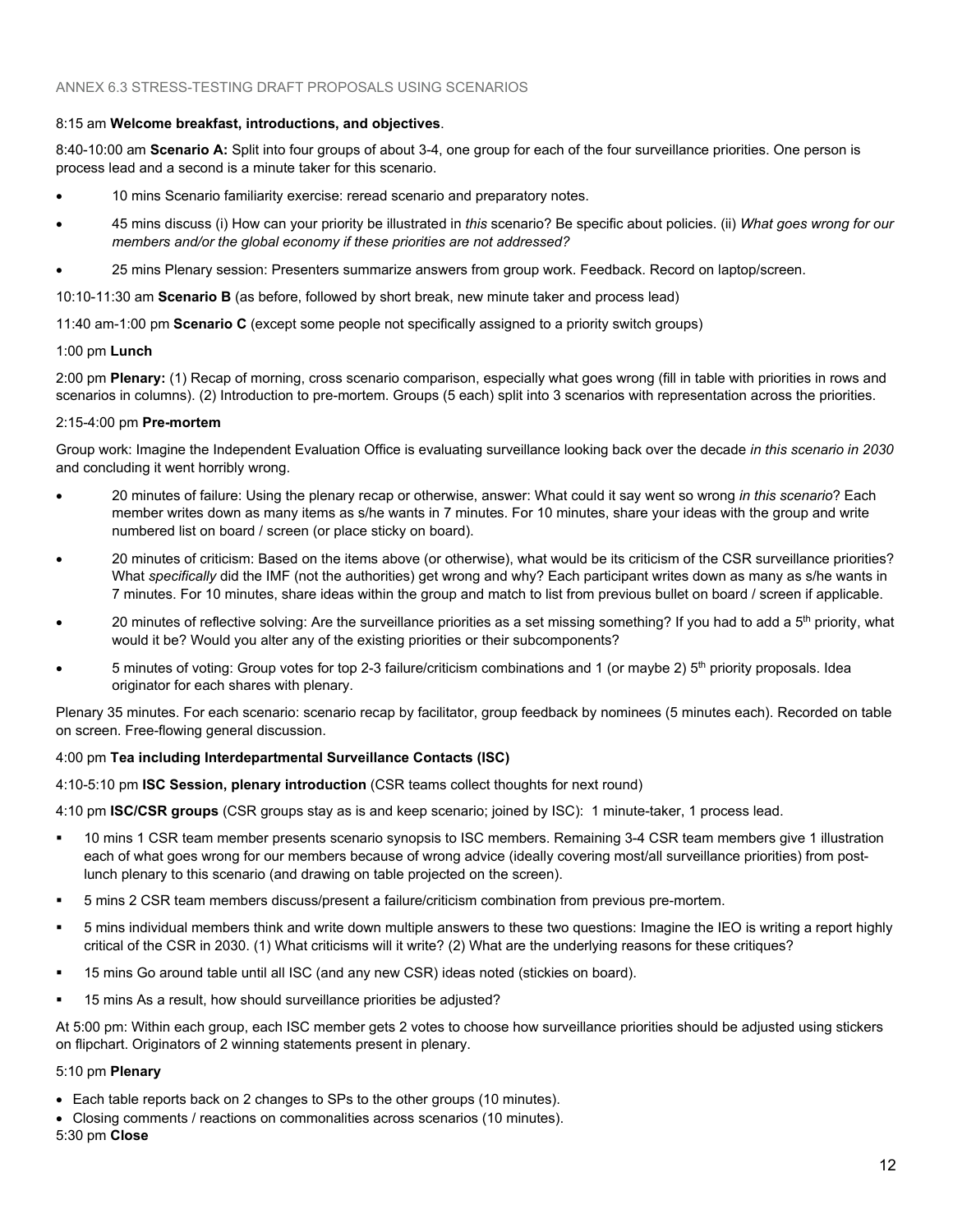ANNEX 6.3 STRESS-TESTING DRAFT PROPOSALS USING SCENARIOS

8:15 am **Welcome breakfast, introductions, and objectives**.

8:40-10:00 am **Scenario A:** Split into four groups of about 3-4, one group for each of the four surveillance priorities. One person is process lead and a second is a minute taker for this scenario.

- 10 mins Scenario familiarity exercise: reread scenario and preparatory notes.
- 45 mins discuss (i) How can your priority be illustrated in *this* scenario? Be specific about policies. (ii) *What goes wrong for our members and/or the global economy if these priorities are not addressed?*
- 25 mins Plenary session: Presenters summarize answers from group work. Feedback. Record on laptop/screen.

10:10-11:30 am **Scenario B** (as before, followed by short break, new minute taker and process lead)

11:40 am-1:00 pm **Scenario C** (except some people not specifically assigned to a priority switch groups)

1:00 pm **Lunch**

2:00 pm **Plenary:** (1) Recap of morning, cross scenario comparison, especially what goes wrong (fill in table with priorities in rows and scenarios in columns). (2) Introduction to pre-mortem. Groups (5 each) split into 3 scenarios with representation across the priorities.

2:15-4:00 pm **Pre-mortem**

Group work: Imagine the Independent Evaluation Office is evaluating surveillance looking back over the decade *in this scenario in 2030* and concluding it went horribly wrong.

- 20 minutes of failure: Using the plenary recap or otherwise, answer: What could it say went so wrong *in this scenario*? Each member writes down as many items as s/he wants in 7 minutes. For 10 minutes, share your ideas with the group and write numbered list on board / screen (or place sticky on board).
- 20 minutes of criticism: Based on the items above (or otherwise), what would be its criticism of the CSR surveillance priorities? What *specifically* did the IMF (not the authorities) get wrong and why? Each participant writes down as many as s/he wants in 7 minutes. For 10 minutes, share ideas within the group and match to list from previous bullet on board / screen if applicable.
- 20 minutes of reflective solving: Are the surveillance priorities as a set missing something? If you had to add a 5th priority, what would it be? Would you alter any of the existing priorities or their subcomponents?
- 5 minutes of voting: Group votes for top 2-3 failure/criticism combinations and 1 (or maybe 2) 5th priority proposals. Idea originator for each shares with plenary.

Plenary 35 minutes. For each scenario: scenario recap by facilitator, group feedback by nominees (5 minutes each). Recorded on table on screen. Free-flowing general discussion.

4:00 pm **Tea including Interdepartmental Surveillance Contacts (ISC)**

4:10-5:10 pm **ISC Session, plenary introduction** (CSR teams collect thoughts for next round)

4:10 pm **ISC/CSR groups** (CSR groups stay as is and keep scenario; joined by ISC): 1 minute-taker, 1 process lead.

- 10 mins 1 CSR team member presents scenario synopsis to ISC members. Remaining 3-4 CSR team members give 1 illustration each of what goes wrong for our members because of wrong advice (ideally covering most/all surveillance priorities) from post-lunch plenary to this scenario (and drawing on table projected on the screen).
- 5 mins 2 CSR team members discuss/present a failure/criticism combination from previous pre-mortem.
- 5 mins individual members think and write down multiple answers to these two questions: Imagine the IEO is writing a report highly critical of the CSR in 2030. (1) What criticisms will it write? (2) What are the underlying reasons for these critiques?
- 15 mins Go around table until all ISC (and any new CSR) ideas noted (stickies on board).
- 15 mins As a result, how should surveillance priorities be adjusted?

At 5:00 pm: Within each group, each ISC member gets 2 votes to choose how surveillance priorities should be adjusted using stickers on flipchart. Originators of 2 winning statements present in plenary.

5:10 pm **Plenary**

- Each table reports back on 2 changes to SPs to the other groups (10 minutes).
- Closing comments / reactions on commonalities across scenarios (10 minutes).

5:30 pm **Close**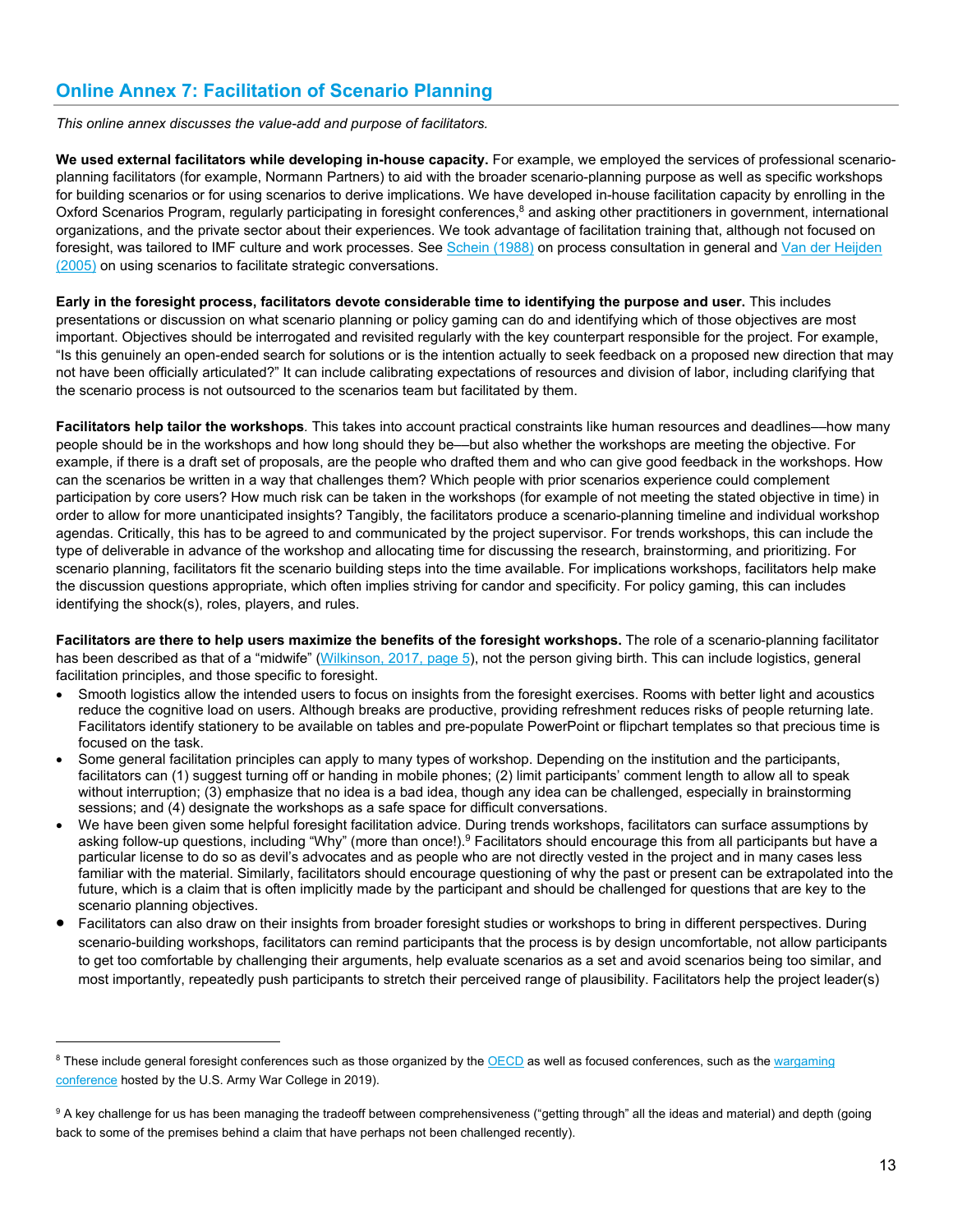## Online Annex 7: Facilitation of Scenario Planning

*This online annex discusses the value-add and purpose of facilitators.*

**We used external facilitators while developing in-house capacity.** For example, we employed the services of professional scenario-planning facilitators (for example, Normann Partners) to aid with the broader scenario-planning purpose as well as specific workshops for building scenarios or for using scenarios to derive implications. We have developed in-house facilitation capacity by enrolling in the Oxford Scenarios Program, regularly participating in foresight conferences,[8] and asking other practitioners in government, international organizations, and the private sector about their experiences. We took advantage of facilitation training that, although not focused on foresight, was tailored to IMF culture and work processes. See Schein (1988) on process consultation in general and Van der Heijden (2005) on using scenarios to facilitate strategic conversations.

**Early in the foresight process, facilitators devote considerable time to identifying the purpose and user.** This includes presentations or discussion on what scenario planning or policy gaming can do and identifying which of those objectives are most important. Objectives should be interrogated and revisited regularly with the key counterpart responsible for the project. For example, "Is this genuinely an open-ended search for solutions or is the intention actually to seek feedback on a proposed new direction that may not have been officially articulated?" It can include calibrating expectations of resources and division of labor, including clarifying that the scenario process is not outsourced to the scenarios team but facilitated by them.

**Facilitators help tailor the workshops**. This takes into account practical constraints like human resources and deadlines—how many people should be in the workshops and how long should they be—but also whether the workshops are meeting the objective. For example, if there is a draft set of proposals, are the people who drafted them and who can give good feedback in the workshops. How can the scenarios be written in a way that challenges them? Which people with prior scenarios experience could complement participation by core users? How much risk can be taken in the workshops (for example of not meeting the stated objective in time) in order to allow for more unanticipated insights? Tangibly, the facilitators produce a scenario-planning timeline and individual workshop agendas. Critically, this has to be agreed to and communicated by the project supervisor. For trends workshops, this can include the type of deliverable in advance of the workshop and allocating time for discussing the research, brainstorming, and prioritizing. For scenario planning, facilitators fit the scenario building steps into the time available. For implications workshops, facilitators help make the discussion questions appropriate, which often implies striving for candor and specificity. For policy gaming, this can includes identifying the shock(s), roles, players, and rules.

**Facilitators are there to help users maximize the benefits of the foresight workshops.** The role of a scenario-planning facilitator has been described as that of a "midwife" (Wilkinson, 2017, page 5), not the person giving birth. This can include logistics, general facilitation principles, and those specific to foresight.

- Smooth logistics allow the intended users to focus on insights from the foresight exercises. Rooms with better light and acoustics reduce the cognitive load on users. Although breaks are productive, providing refreshment reduces risks of people returning late. Facilitators identify stationery to be available on tables and pre-populate PowerPoint or flipchart templates so that precious time is focused on the task.
- Some general facilitation principles can apply to many types of workshop. Depending on the institution and the participants, facilitators can (1) suggest turning off or handing in mobile phones; (2) limit participants' comment length to allow all to speak without interruption; (3) emphasize that no idea is a bad idea, though any idea can be challenged, especially in brainstorming sessions; and (4) designate the workshops as a safe space for difficult conversations.
- We have been given some helpful foresight facilitation advice. During trends workshops, facilitators can surface assumptions by asking follow-up questions, including "Why" (more than once!).[9] Facilitators should encourage this from all participants but have a particular license to do so as devil's advocates and as people who are not directly vested in the project and in many cases less familiar with the material. Similarly, facilitators should encourage questioning of why the past or present can be extrapolated into the future, which is a claim that is often implicitly made by the participant and should be challenged for questions that are key to the scenario planning objectives.
- Facilitators can also draw on their insights from broader foresight studies or workshops to bring in different perspectives. During scenario-building workshops, facilitators can remind participants that the process is by design uncomfortable, not allow participants to get too comfortable by challenging their arguments, help evaluate scenarios as a set and avoid scenarios being too similar, and most importantly, repeatedly push participants to stretch their perceived range of plausibility. Facilitators help the project leader(s)

---

[8] These include general foresight conferences such as those organized by the OECD as well as focused conferences, such as the wargaming conference hosted by the U.S. Army War College in 2019).

[9] A key challenge for us has been managing the tradeoff between comprehensiveness ("getting through" all the ideas and material) and depth (going back to some of the premises behind a claim that have perhaps not been challenged recently).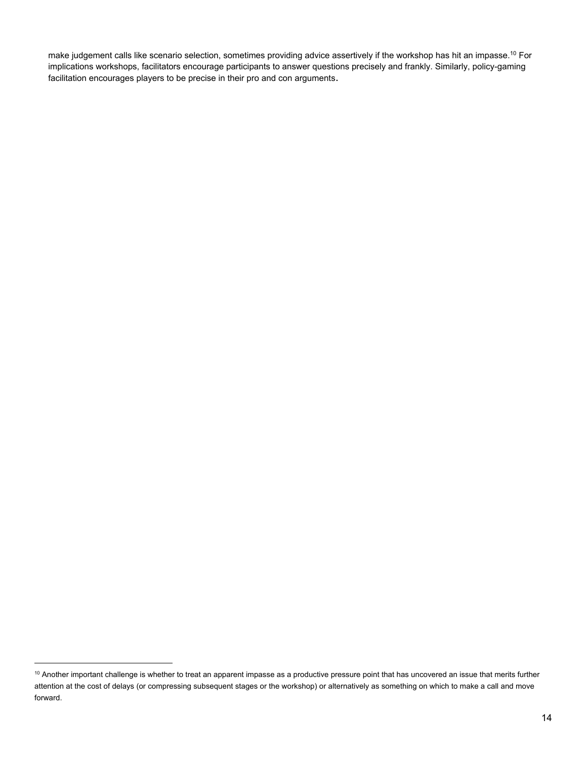make judgement calls like scenario selection, sometimes providing advice assertively if the workshop has hit an impasse.[10] For implications workshops, facilitators encourage participants to answer questions precisely and frankly. Similarly, policy-gaming facilitation encourages players to be precise in their pro and con arguments.

[10] Another important challenge is whether to treat an apparent impasse as a productive pressure point that has uncovered an issue that merits further attention at the cost of delays (or compressing subsequent stages or the workshop) or alternatively as something on which to make a call and move forward.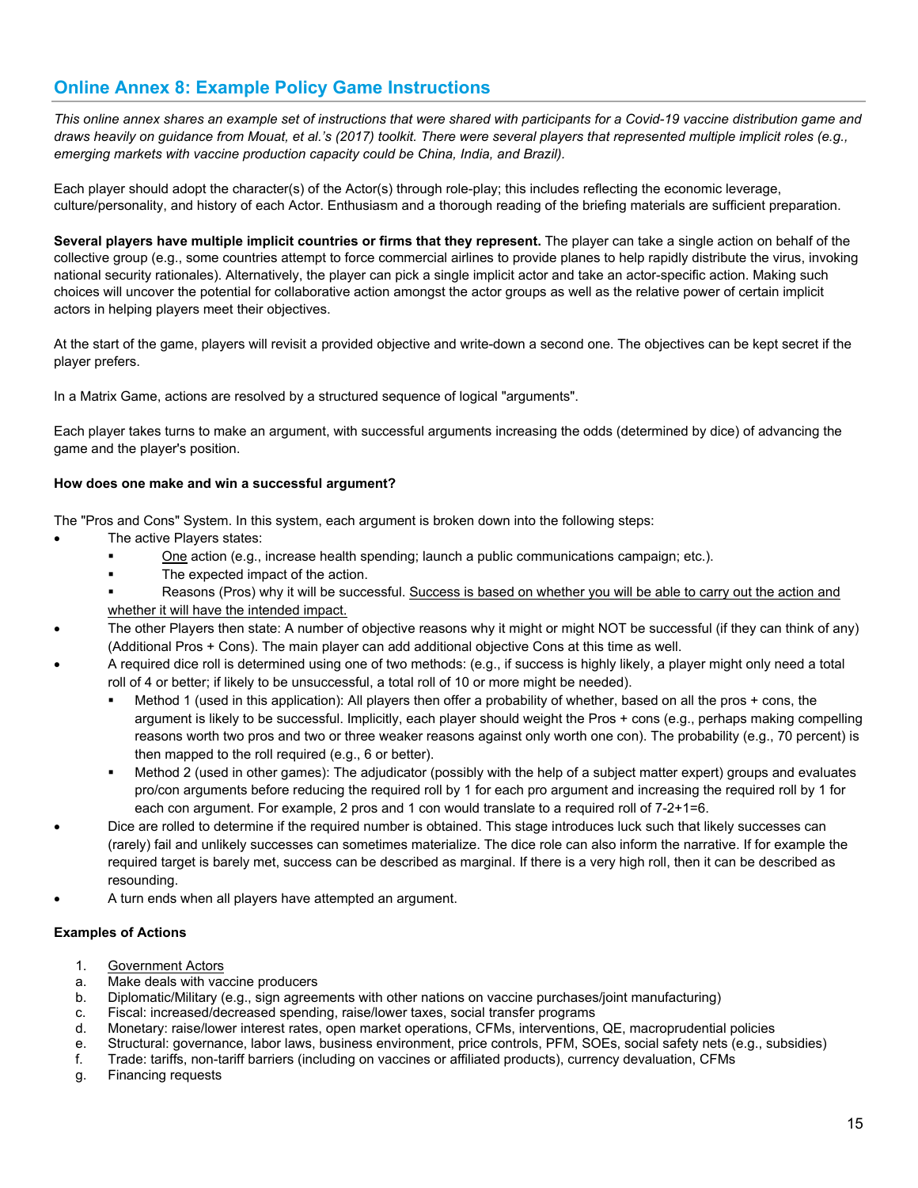## Online Annex 8: Example Policy Game Instructions

*This online annex shares an example set of instructions that were shared with participants for a Covid-19 vaccine distribution game and draws heavily on guidance from Mouat, et al.'s (2017) toolkit. There were several players that represented multiple implicit roles (e.g., emerging markets with vaccine production capacity could be China, India, and Brazil).*

Each player should adopt the character(s) of the Actor(s) through role-play; this includes reflecting the economic leverage, culture/personality, and history of each Actor. Enthusiasm and a thorough reading of the briefing materials are sufficient preparation.

**Several players have multiple implicit countries or firms that they represent.** The player can take a single action on behalf of the collective group (e.g., some countries attempt to force commercial airlines to provide planes to help rapidly distribute the virus, invoking national security rationales). Alternatively, the player can pick a single implicit actor and take an actor-specific action. Making such choices will uncover the potential for collaborative action amongst the actor groups as well as the relative power of certain implicit actors in helping players meet their objectives.

At the start of the game, players will revisit a provided objective and write-down a second one. The objectives can be kept secret if the player prefers.

In a Matrix Game, actions are resolved by a structured sequence of logical "arguments".

Each player takes turns to make an argument, with successful arguments increasing the odds (determined by dice) of advancing the game and the player's position.

**How does one make and win a successful argument?**

The "Pros and Cons" System. In this system, each argument is broken down into the following steps:

- The active Players states:
  - <u>One</u> action (e.g., increase health spending; launch a public communications campaign; etc.).
  - The expected impact of the action.
  - Reasons (Pros) why it will be successful. <u>Success is based on whether you will be able to carry out the action and whether it will have the intended impact.</u>
- The other Players then state: A number of objective reasons why it might or might NOT be successful (if they can think of any) (Additional Pros + Cons). The main player can add additional objective Cons at this time as well.
- A required dice roll is determined using one of two methods: (e.g., if success is highly likely, a player might only need a total roll of 4 or better; if likely to be unsuccessful, a total roll of 10 or more might be needed).
  - Method 1 (used in this application): All players then offer a probability of whether, based on all the pros + cons, the argument is likely to be successful. Implicitly, each player should weight the Pros + cons (e.g., perhaps making compelling reasons worth two pros and two or three weaker reasons against only worth one con). The probability (e.g., 70 percent) is then mapped to the roll required (e.g., 6 or better).
  - Method 2 (used in other games): The adjudicator (possibly with the help of a subject matter expert) groups and evaluates pro/con arguments before reducing the required roll by 1 for each pro argument and increasing the required roll by 1 for each con argument. For example, 2 pros and 1 con would translate to a required roll of 7-2+1=6.
- Dice are rolled to determine if the required number is obtained. This stage introduces luck such that likely successes can (rarely) fail and unlikely successes can sometimes materialize. The dice role can also inform the narrative. If for example the required target is barely met, success can be described as marginal. If there is a very high roll, then it can be described as resounding.
- A turn ends when all players have attempted an argument.

**Examples of Actions**

1. <u>Government Actors</u>
   a. Make deals with vaccine producers
   b. Diplomatic/Military (e.g., sign agreements with other nations on vaccine purchases/joint manufacturing)
   c. Fiscal: increased/decreased spending, raise/lower taxes, social transfer programs
   d. Monetary: raise/lower interest rates, open market operations, CFMs, interventions, QE, macroprudential policies
   e. Structural: governance, labor laws, business environment, price controls, PFM, SOEs, social safety nets (e.g., subsidies)
   f. Trade: tariffs, non-tariff barriers (including on vaccines or affiliated products), currency devaluation, CFMs
   g. Financing requests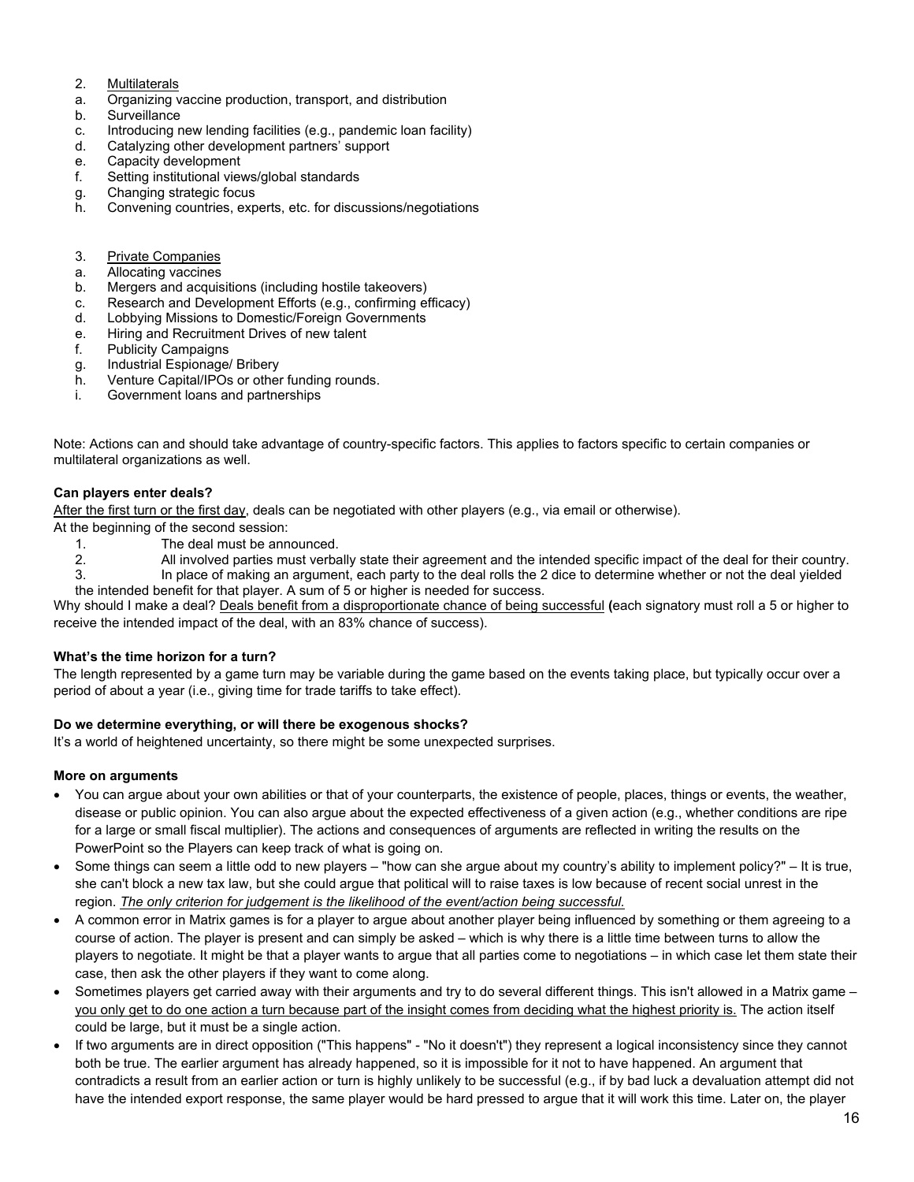2. <u>Multilaterals</u>
   a. Organizing vaccine production, transport, and distribution
   b. Surveillance
   c. Introducing new lending facilities (e.g., pandemic loan facility)
   d. Catalyzing other development partners' support
   e. Capacity development
   f. Setting institutional views/global standards
   g. Changing strategic focus
   h. Convening countries, experts, etc. for discussions/negotiations

3. <u>Private Companies</u>
   a. Allocating vaccines
   b. Mergers and acquisitions (including hostile takeovers)
   c. Research and Development Efforts (e.g., confirming efficacy)
   d. Lobbying Missions to Domestic/Foreign Governments
   e. Hiring and Recruitment Drives of new talent
   f. Publicity Campaigns
   g. Industrial Espionage/ Bribery
   h. Venture Capital/IPOs or other funding rounds.
   i. Government loans and partnerships

Note: Actions can and should take advantage of country-specific factors. This applies to factors specific to certain companies or multilateral organizations as well.

**Can players enter deals?**

<u>After the first turn or the first day</u>, deals can be negotiated with other players (e.g., via email or otherwise).

At the beginning of the second session:

1. The deal must be announced.
2. All involved parties must verbally state their agreement and the intended specific impact of the deal for their country.
3. In place of making an argument, each party to the deal rolls the 2 dice to determine whether or not the deal yielded the intended benefit for that player. A sum of 5 or higher is needed for success.

Why should I make a deal? <u>Deals benefit from a disproportionate chance of being successful</u> **(**each signatory must roll a 5 or higher to receive the intended impact of the deal, with an 83% chance of success).

**What's the time horizon for a turn?**

The length represented by a game turn may be variable during the game based on the events taking place, but typically occur over a period of about a year (i.e., giving time for trade tariffs to take effect).

**Do we determine everything, or will there be exogenous shocks?**

It's a world of heightened uncertainty, so there might be some unexpected surprises.

**More on arguments**

- You can argue about your own abilities or that of your counterparts, the existence of people, places, things or events, the weather, disease or public opinion. You can also argue about the expected effectiveness of a given action (e.g., whether conditions are ripe for a large or small fiscal multiplier). The actions and consequences of arguments are reflected in writing the results on the PowerPoint so the Players can keep track of what is going on.
- Some things can seem a little odd to new players – "how can she argue about my country's ability to implement policy?" – It is true, she can't block a new tax law, but she could argue that political will to raise taxes is low because of recent social unrest in the region. *<u>The only criterion for judgement is the likelihood of the event/action being successful.</u>*
- A common error in Matrix games is for a player to argue about another player being influenced by something or them agreeing to a course of action. The player is present and can simply be asked – which is why there is a little time between turns to allow the players to negotiate. It might be that a player wants to argue that all parties come to negotiations – in which case let them state their case, then ask the other players if they want to come along.
- Sometimes players get carried away with their arguments and try to do several different things. This isn't allowed in a Matrix game – <u>you only get to do one action a turn because part of the insight comes from deciding what the highest priority is.</u> The action itself could be large, but it must be a single action.
- If two arguments are in direct opposition ("This happens" - "No it doesn't") they represent a logical inconsistency since they cannot both be true. The earlier argument has already happened, so it is impossible for it not to have happened. An argument that contradicts a result from an earlier action or turn is highly unlikely to be successful (e.g., if by bad luck a devaluation attempt did not have the intended export response, the same player would be hard pressed to argue that it will work this time. Later on, the player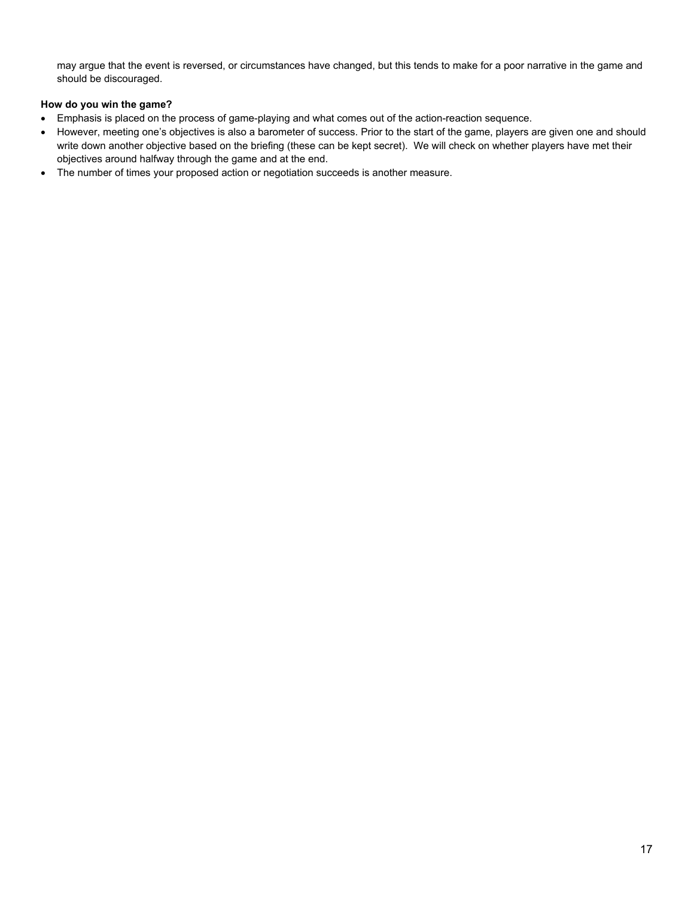may argue that the event is reversed, or circumstances have changed, but this tends to make for a poor narrative in the game and should be discouraged.

**How do you win the game?**

- Emphasis is placed on the process of game-playing and what comes out of the action-reaction sequence.
- However, meeting one's objectives is also a barometer of success. Prior to the start of the game, players are given one and should write down another objective based on the briefing (these can be kept secret). We will check on whether players have met their objectives around halfway through the game and at the end.
- The number of times your proposed action or negotiation succeeds is another measure.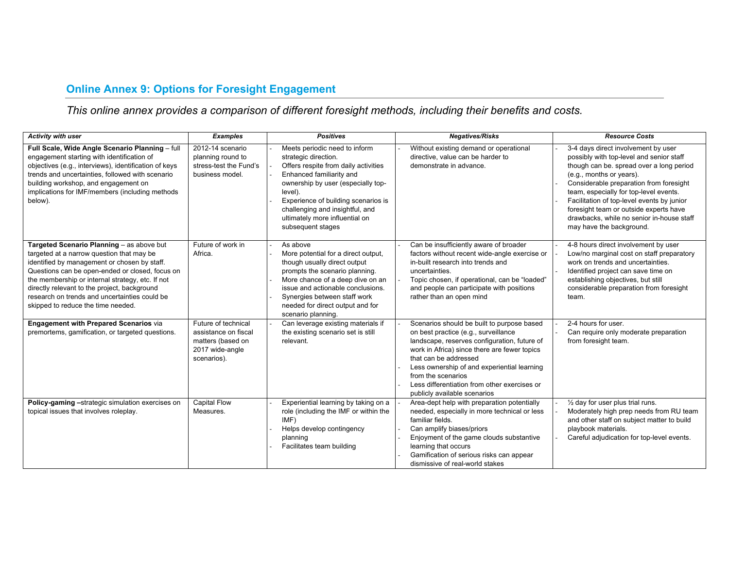## Online Annex 9: Options for Foresight Engagement

*This online annex provides a comparison of different foresight methods, including their benefits and costs.*

| *Activity with user* | *Examples* | *Positives* | *Negatives/Risks* | *Resource Costs* |
|---|---|---|---|---|
| **Full Scale, Wide Angle Scenario Planning** – full engagement starting with identification of objectives (e.g., interviews), identification of keys trends and uncertainties, followed with scenario building workshop, and engagement on implications for IMF/members (including methods below). | 2012-14 scenario planning round to stress-test the Fund's business model. | - Meets periodic need to inform strategic direction.<br>- Offers respite from daily activities<br>- Enhanced familiarity and ownership by user (especially top-level).<br>- Experience of building scenarios is challenging and insightful, and ultimately more influential on subsequent stages | - Without existing demand or operational directive, value can be harder to demonstrate in advance. | - 3-4 days direct involvement by user possibly with top-level and senior staff though can be. spread over a long period (e.g., months or years).<br>- Considerable preparation from foresight team, especially for top-level events.<br>- Facilitation of top-level events by junior foresight team or outside experts have drawbacks, while no senior in-house staff may have the background. |
| **Targeted Scenario Planning** – as above but targeted at a narrow question that may be identified by management or chosen by staff. Questions can be open-ended or closed, focus on the membership or internal strategy, etc. If not directly relevant to the project, background research on trends and uncertainties could be skipped to reduce the time needed. | Future of work in Africa. | - As above<br>- More potential for a direct output, though usually direct output prompts the scenario planning.<br>- More chance of a deep dive on an issue and actionable conclusions.<br>- Synergies between staff work needed for direct output and for scenario planning. | - Can be insufficiently aware of broader factors without recent wide-angle exercise or in-built research into trends and uncertainties.<br>- Topic chosen, if operational, can be "loaded" and people can participate with positions rather than an open mind | - 4-8 hours direct involvement by user<br>- Low/no marginal cost on staff preparatory work on trends and uncertainties.<br>- Identified project can save time on establishing objectives, but still considerable preparation from foresight team. |
| **Engagement with Prepared Scenarios** via premortems, gamification, or targeted questions. | Future of technical assistance on fiscal matters (based on 2017 wide-angle scenarios). | - Can leverage existing materials if the existing scenario set is still relevant. | - Scenarios should be built to purpose based on best practice (e.g., surveillance landscape, reserves configuration, future of work in Africa) since there are fewer topics that can be addressed<br>- Less ownership of and experiential learning from the scenarios<br>- Less differentiation from other exercises or publicly available scenarios | - 2-4 hours for user.<br>- Can require only moderate preparation from foresight team. |
| **Policy-gaming** –strategic simulation exercises on topical issues that involves roleplay. | Capital Flow Measures. | - Experiential learning by taking on a role (including the IMF or within the IMF)<br>- Helps develop contingency planning<br>- Facilitates team building | - Area-dept help with preparation potentially needed, especially in more technical or less familiar fields.<br>- Can amplify biases/priors<br>- Enjoyment of the game clouds substantive learning that occurs<br>- Gamification of serious risks can appear dismissive of real-world stakes | - ½ day for user plus trial runs.<br>- Moderately high prep needs from RU team and other staff on subject matter to build playbook materials.<br>- Careful adjudication for top-level events. |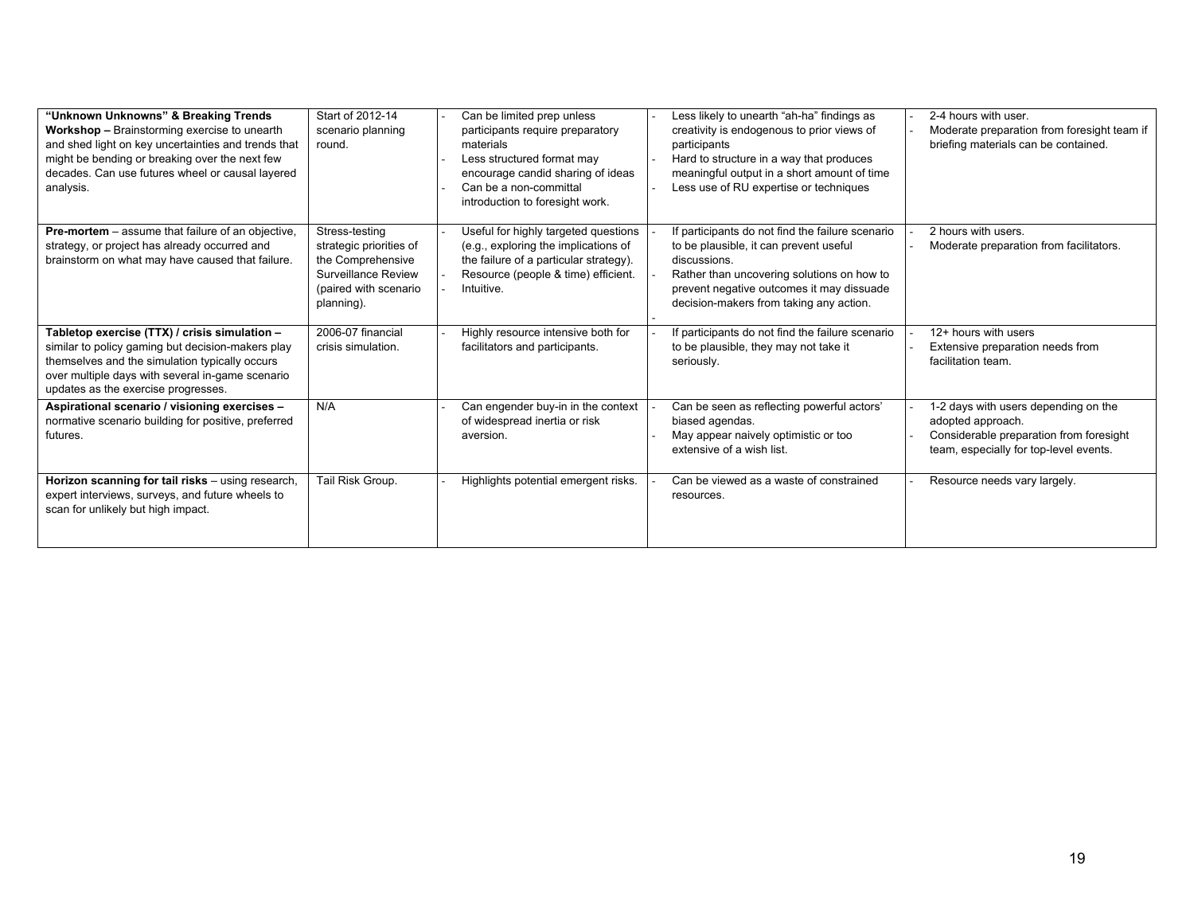| | | | | |
|---|---|---|---|---|
| **"Unknown Unknowns" & Breaking Trends Workshop –** Brainstorming exercise to unearth and shed light on key uncertainties and trends that might be bending or breaking over the next few decades. Can use futures wheel or causal layered analysis. | Start of 2012-14 scenario planning round. | - Can be limited prep unless participants require preparatory materials<br>- Less structured format may encourage candid sharing of ideas<br>- Can be a non-committal introduction to foresight work. | - Less likely to unearth "ah-ha" findings as creativity is endogenous to prior views of participants<br>- Hard to structure in a way that produces meaningful output in a short amount of time<br>- Less use of RU expertise or techniques | - 2-4 hours with user.<br>- Moderate preparation from foresight team if briefing materials can be contained. |
| **Pre-mortem** – assume that failure of an objective, strategy, or project has already occurred and brainstorm on what may have caused that failure. | Stress-testing strategic priorities of the Comprehensive Surveillance Review (paired with scenario planning). | - Useful for highly targeted questions (e.g., exploring the implications of the failure of a particular strategy).<br>- Resource (people & time) efficient.<br>- Intuitive. | - If participants do not find the failure scenario to be plausible, it can prevent useful discussions.<br>- Rather than uncovering solutions on how to prevent negative outcomes it may dissuade decision-makers from taking any action.<br>- | - 2 hours with users.<br>- Moderate preparation from facilitators. |
| **Tabletop exercise (TTX) / crisis simulation –** similar to policy gaming but decision-makers play themselves and the simulation typically occurs over multiple days with several in-game scenario updates as the exercise progresses. | 2006-07 financial crisis simulation. | - Highly resource intensive both for facilitators and participants. | - If participants do not find the failure scenario to be plausible, they may not take it seriously. | - 12+ hours with users<br>- Extensive preparation needs from facilitation team. |
| **Aspirational scenario / visioning exercises –** normative scenario building for positive, preferred futures. | N/A | - Can engender buy-in in the context of widespread inertia or risk aversion. | - Can be seen as reflecting powerful actors' biased agendas.<br>- May appear naively optimistic or too extensive of a wish list. | - 1-2 days with users depending on the adopted approach.<br>- Considerable preparation from foresight team, especially for top-level events. |
| **Horizon scanning for tail risks** – using research, expert interviews, surveys, and future wheels to scan for unlikely but high impact. | Tail Risk Group. | - Highlights potential emergent risks. | - Can be viewed as a waste of constrained resources. | - Resource needs vary largely. |